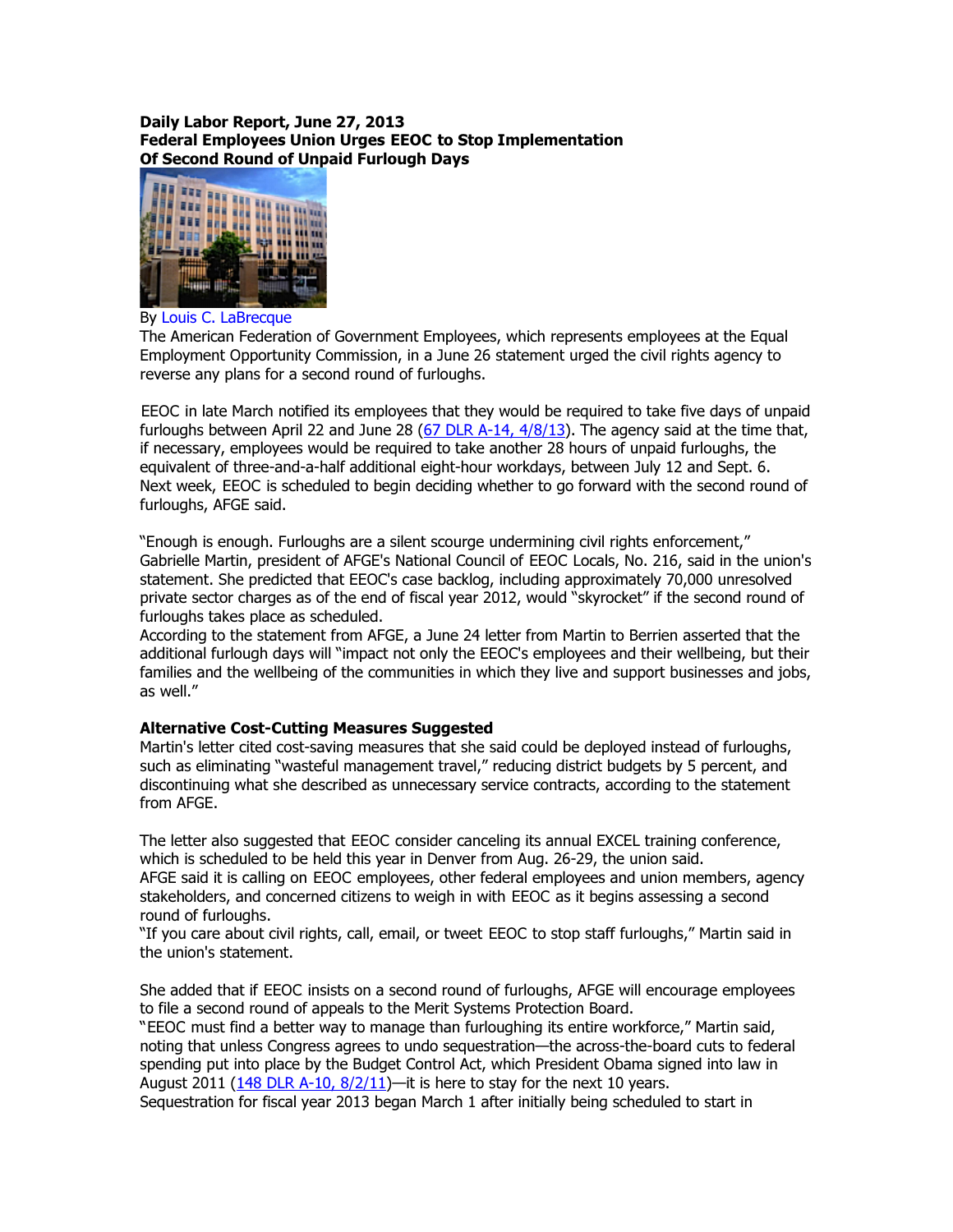**Daily Labor Report, June 27, 2013**
**Federal Employees Union Urges EEOC to Stop Implementation Of Second Round of Unpaid Furlough Days**

By Louis C. LaBrecque

The American Federation of Government Employees, which represents employees at the Equal Employment Opportunity Commission, in a June 26 statement urged the civil rights agency to reverse any plans for a second round of furloughs.

EEOC in late March notified its employees that they would be required to take five days of unpaid furloughs between April 22 and June 28 (67 DLR A-14, 4/8/13). The agency said at the time that, if necessary, employees would be required to take another 28 hours of unpaid furloughs, the equivalent of three-and-a-half additional eight-hour workdays, between July 12 and Sept. 6. Next week, EEOC is scheduled to begin deciding whether to go forward with the second round of furloughs, AFGE said.

"Enough is enough. Furloughs are a silent scourge undermining civil rights enforcement," Gabrielle Martin, president of AFGE's National Council of EEOC Locals, No. 216, said in the union's statement. She predicted that EEOC's case backlog, including approximately 70,000 unresolved private sector charges as of the end of fiscal year 2012, would "skyrocket" if the second round of furloughs takes place as scheduled.

According to the statement from AFGE, a June 24 letter from Martin to Berrien asserted that the additional furlough days will "impact not only the EEOC's employees and their wellbeing, but their families and the wellbeing of the communities in which they live and support businesses and jobs, as well."

**Alternative Cost-Cutting Measures Suggested**

Martin's letter cited cost-saving measures that she said could be deployed instead of furloughs, such as eliminating "wasteful management travel," reducing district budgets by 5 percent, and discontinuing what she described as unnecessary service contracts, according to the statement from AFGE.

The letter also suggested that EEOC consider canceling its annual EXCEL training conference, which is scheduled to be held this year in Denver from Aug. 26-29, the union said.

AFGE said it is calling on EEOC employees, other federal employees and union members, agency stakeholders, and concerned citizens to weigh in with EEOC as it begins assessing a second round of furloughs.

"If you care about civil rights, call, email, or tweet EEOC to stop staff furloughs," Martin said in the union's statement.

She added that if EEOC insists on a second round of furloughs, AFGE will encourage employees to file a second round of appeals to the Merit Systems Protection Board.

"EEOC must find a better way to manage than furloughing its entire workforce," Martin said, noting that unless Congress agrees to undo sequestration—the across-the-board cuts to federal spending put into place by the Budget Control Act, which President Obama signed into law in August 2011 (148 DLR A-10, 8/2/11)—it is here to stay for the next 10 years.

Sequestration for fiscal year 2013 began March 1 after initially being scheduled to start in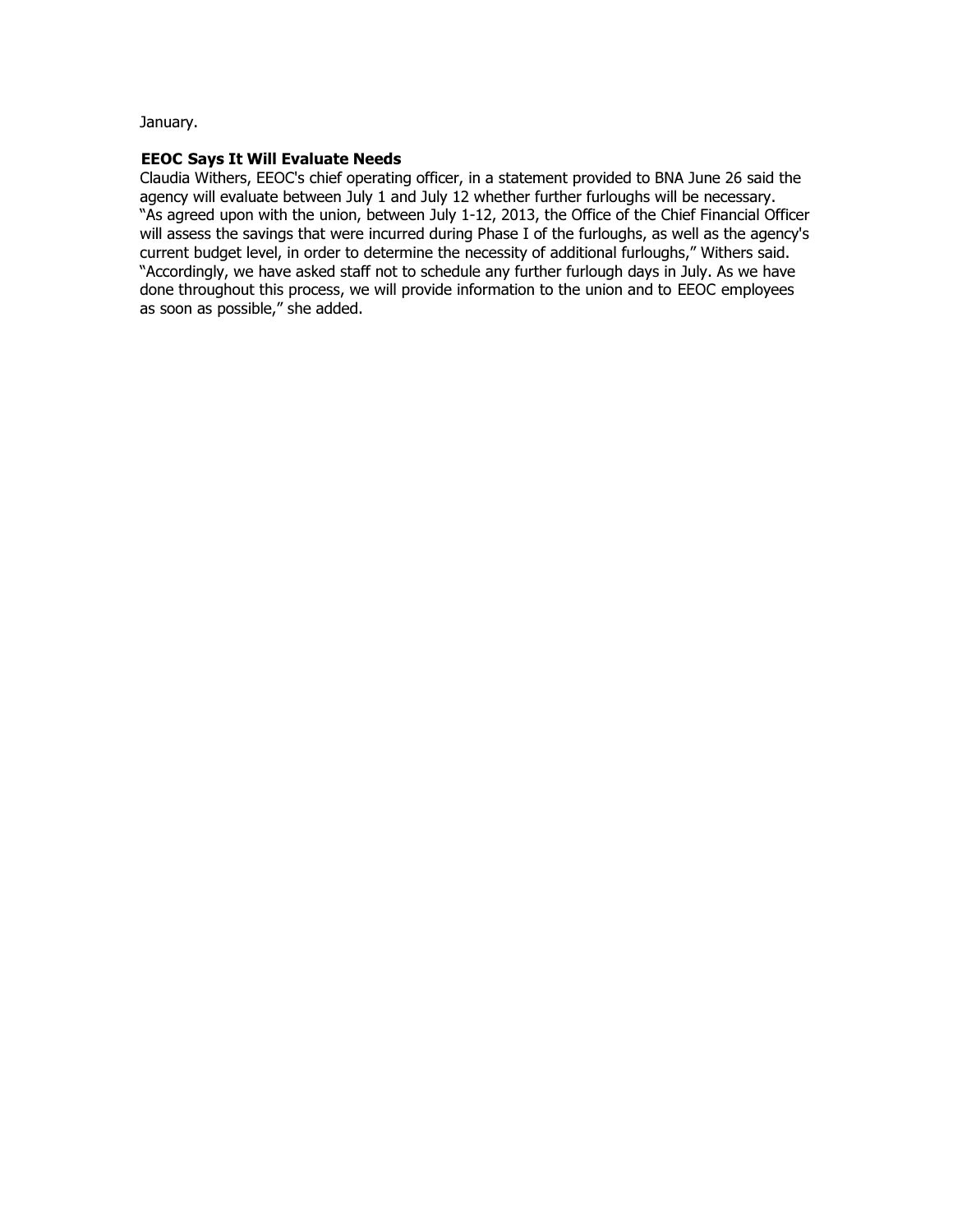January.

### EEOC Says It Will Evaluate Needs

Claudia Withers, EEOC's chief operating officer, in a statement provided to BNA June 26 said the agency will evaluate between July 1 and July 12 whether further furloughs will be necessary. "As agreed upon with the union, between July 1-12, 2013, the Office of the Chief Financial Officer will assess the savings that were incurred during Phase I of the furloughs, as well as the agency's current budget level, in order to determine the necessity of additional furloughs," Withers said. "Accordingly, we have asked staff not to schedule any further furlough days in July. As we have done throughout this process, we will provide information to the union and to EEOC employees as soon as possible," she added.